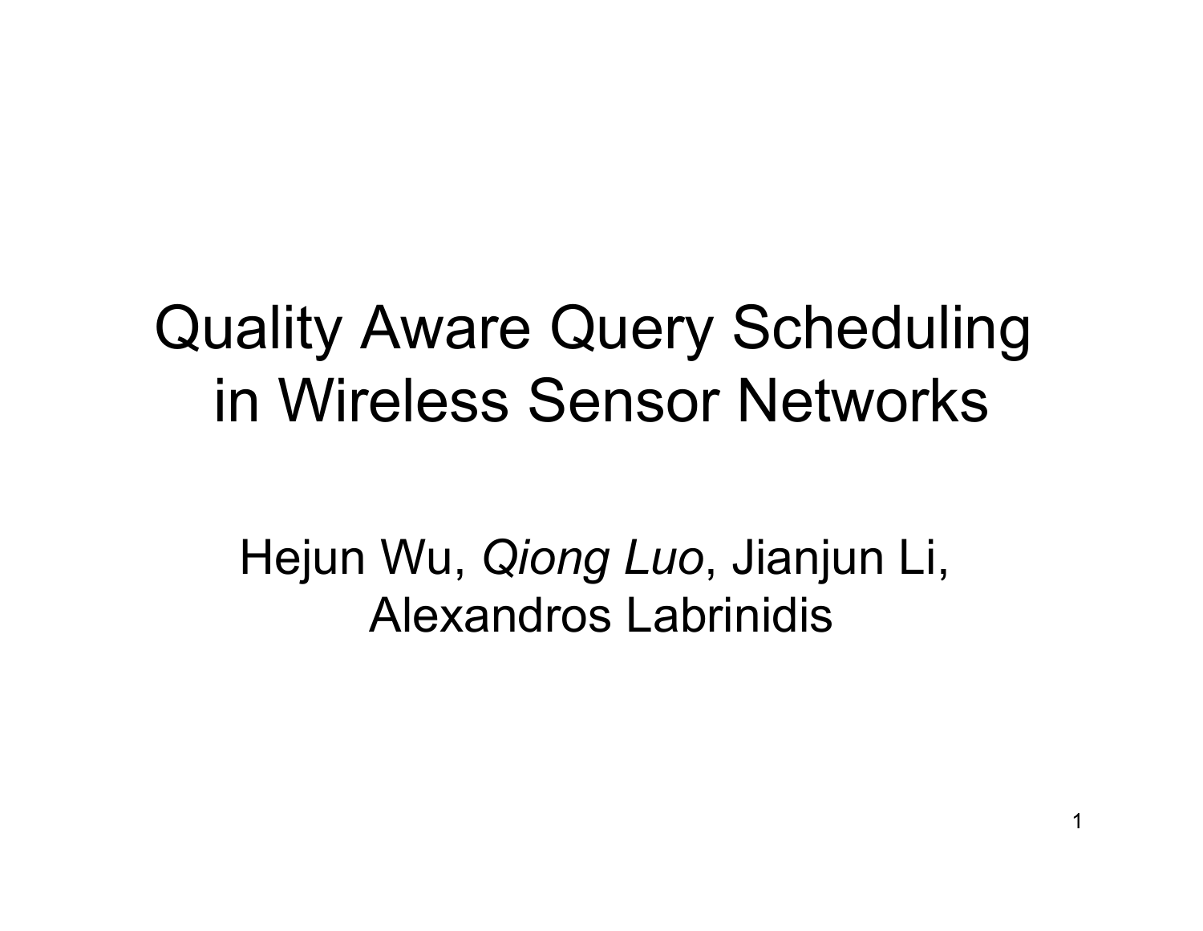# Quality Aware Query Scheduling in Wireless Sensor Networks

Hejun Wu, *Qiong Luo*, Jianjun Li, Alexandros Labrinidis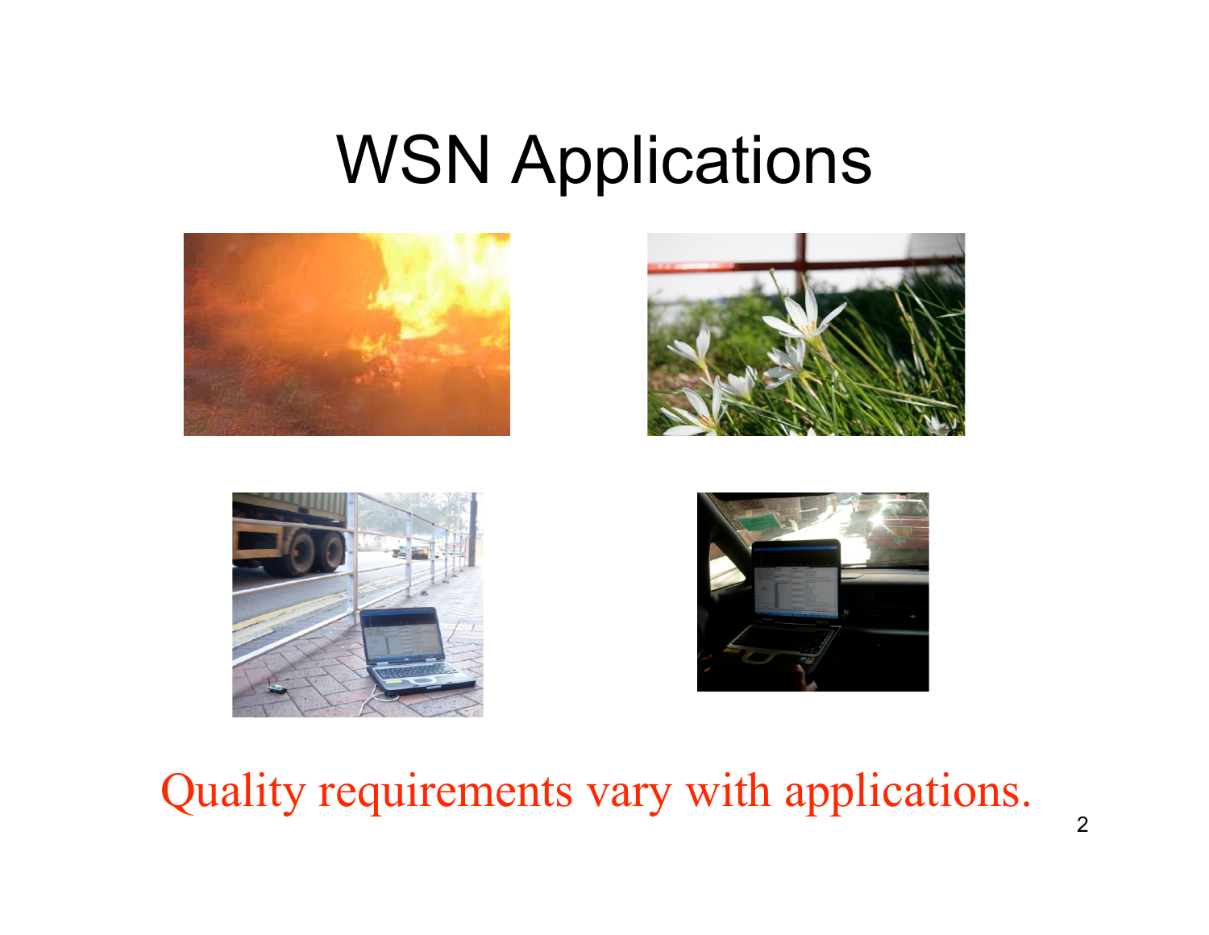# WSN Applications

Quality requirements vary with applications.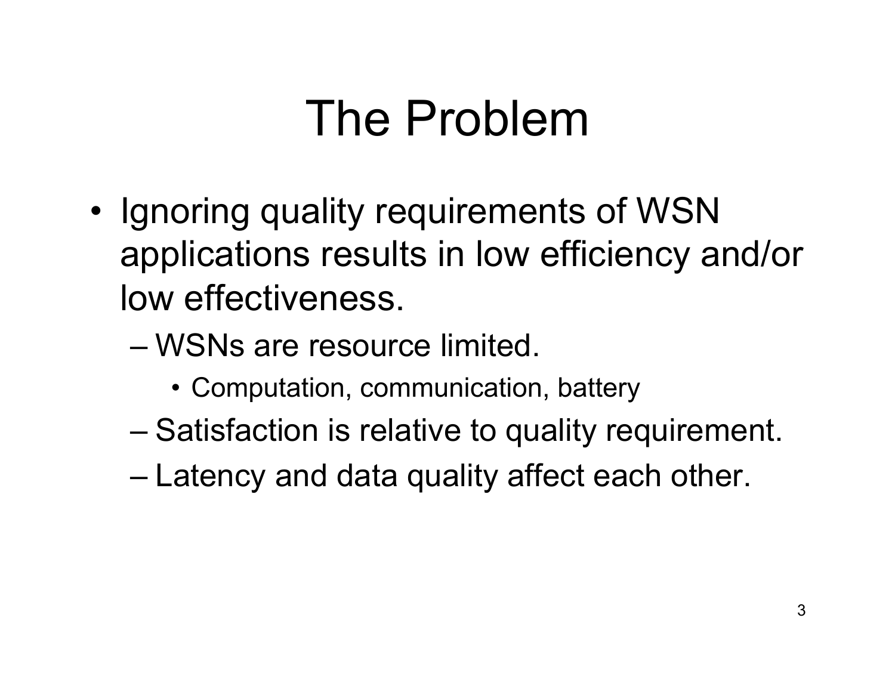# The Problem

- Ignoring quality requirements of WSN applications results in low efficiency and/or low effectiveness.
  - WSNs are resource limited.
    - Computation, communication, battery
  - Satisfaction is relative to quality requirement.
  - Latency and data quality affect each other.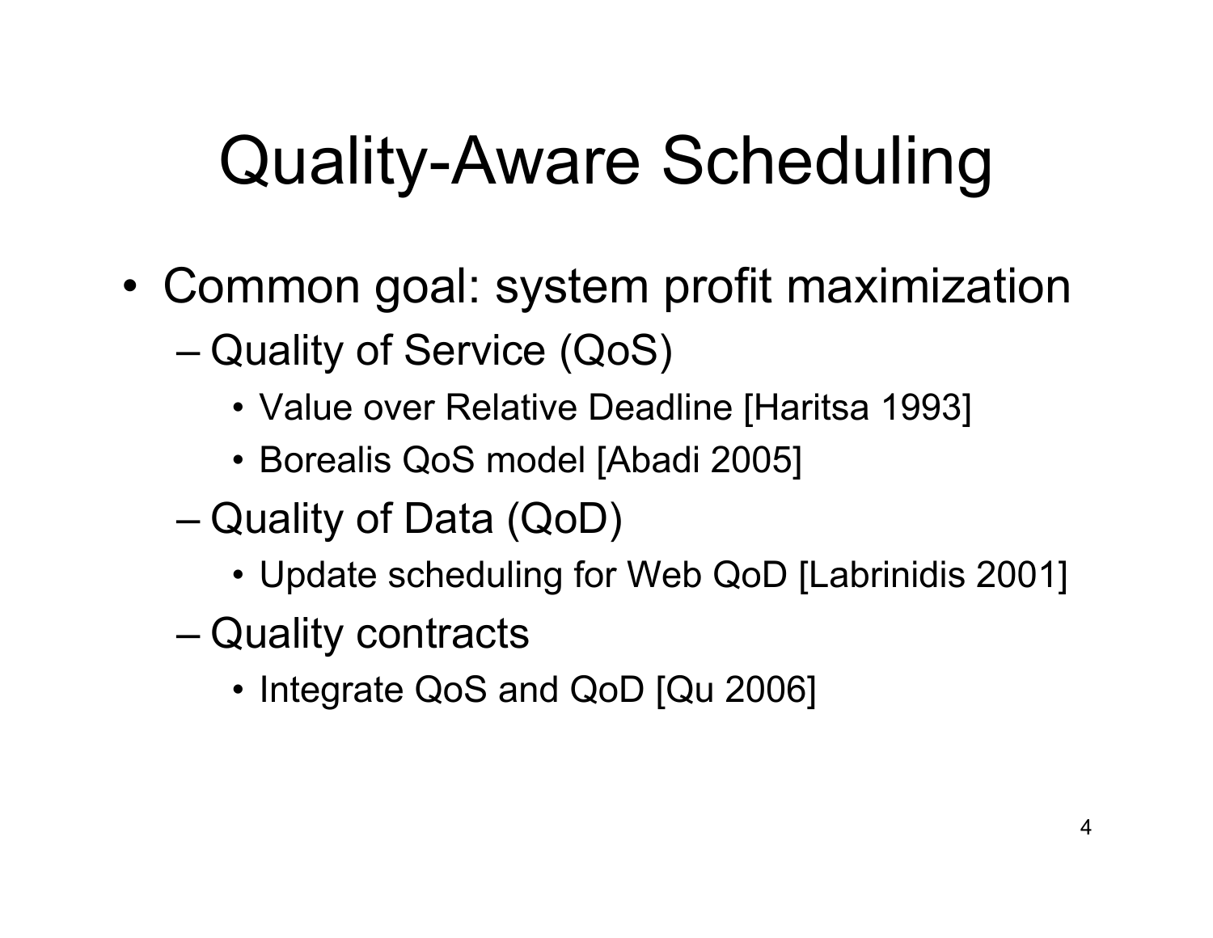# Quality-Aware Scheduling

- Common goal: system profit maximization
  - Quality of Service (QoS)
    - Value over Relative Deadline [Haritsa 1993]
    - Borealis QoS model [Abadi 2005]
  - Quality of Data (QoD)
    - Update scheduling for Web QoD [Labrinidis 2001]
  - Quality contracts
    - Integrate QoS and QoD [Qu 2006]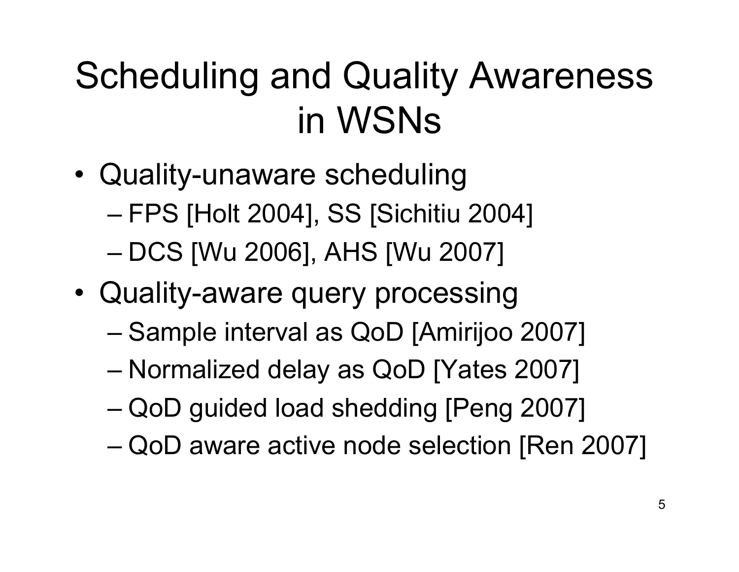# Scheduling and Quality Awareness in WSNs

- Quality-unaware scheduling
  - FPS [Holt 2004], SS [Sichitiu 2004]
  - DCS [Wu 2006], AHS [Wu 2007]
- Quality-aware query processing
  - Sample interval as QoD [Amirijoo 2007]
  - Normalized delay as QoD [Yates 2007]
  - QoD guided load shedding [Peng 2007]
  - QoD aware active node selection [Ren 2007]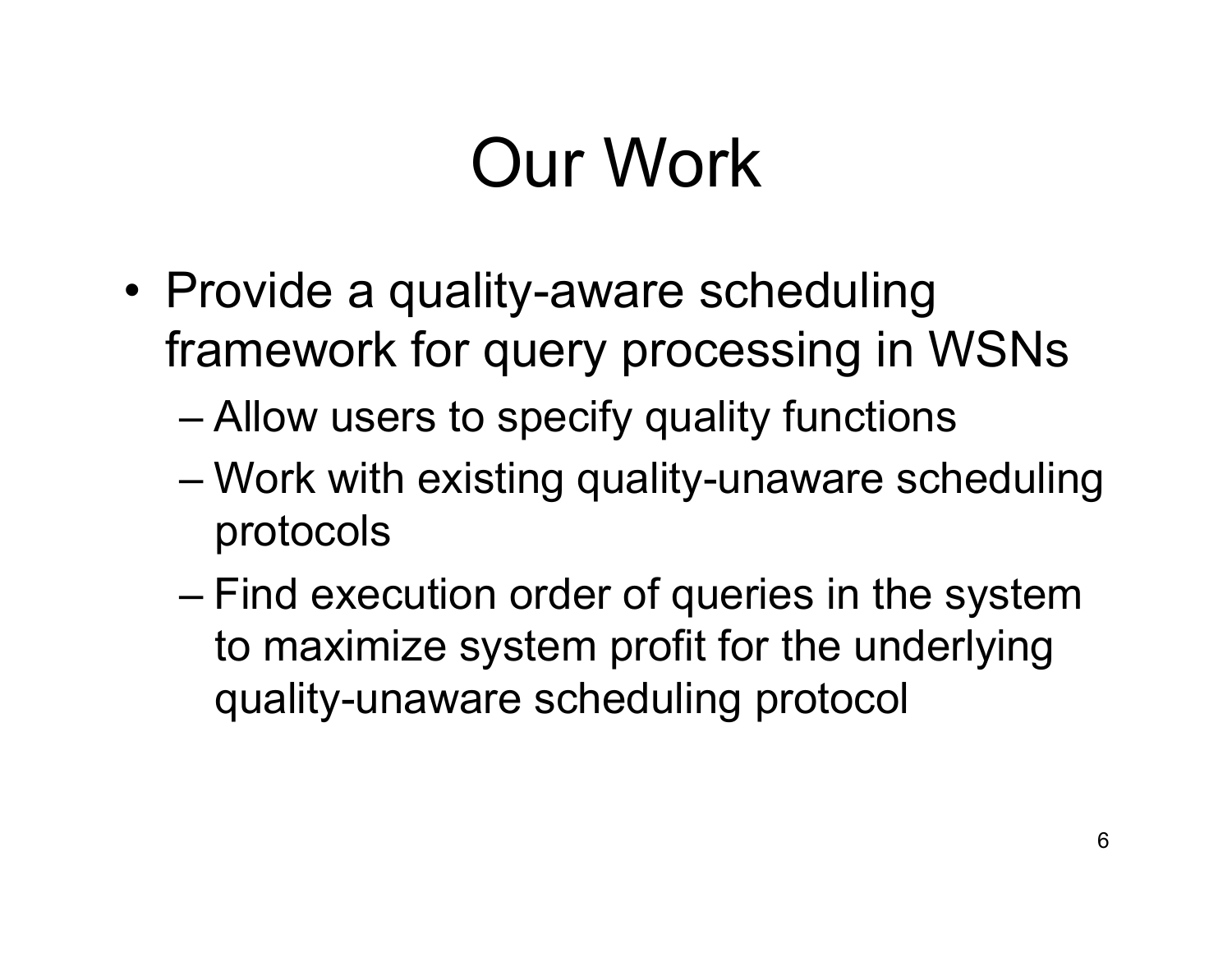# Our Work

- Provide a quality-aware scheduling framework for query processing in WSNs
  - Allow users to specify quality functions
  - Work with existing quality-unaware scheduling protocols
  - Find execution order of queries in the system to maximize system profit for the underlying quality-unaware scheduling protocol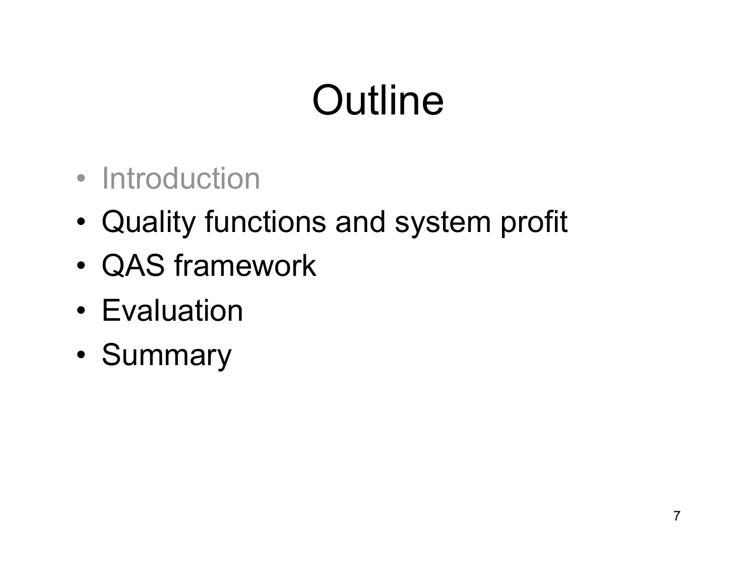# Outline

- Introduction
- Quality functions and system profit
- QAS framework
- Evaluation
- Summary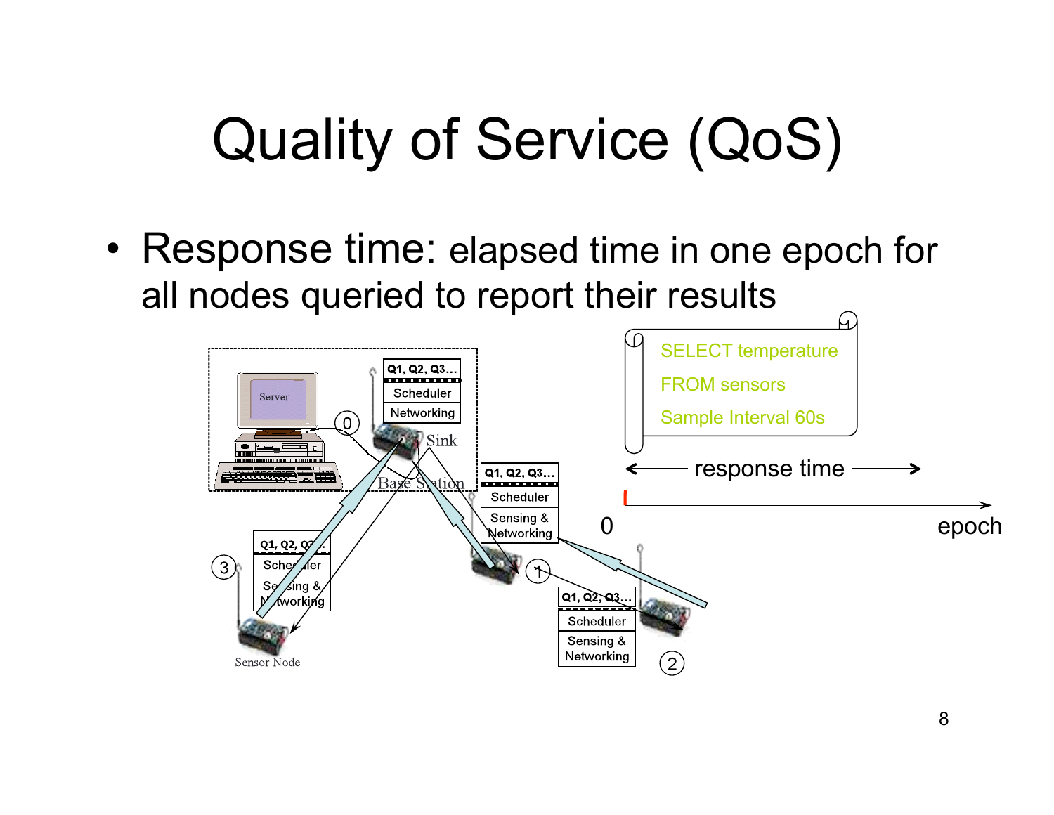# Quality of Service (QoS)

- Response time: elapsed time in one epoch for all nodes queried to report their results

```
SELECT temperature
FROM sensors
Sample Interval 60s
```

← response time →

0 epoch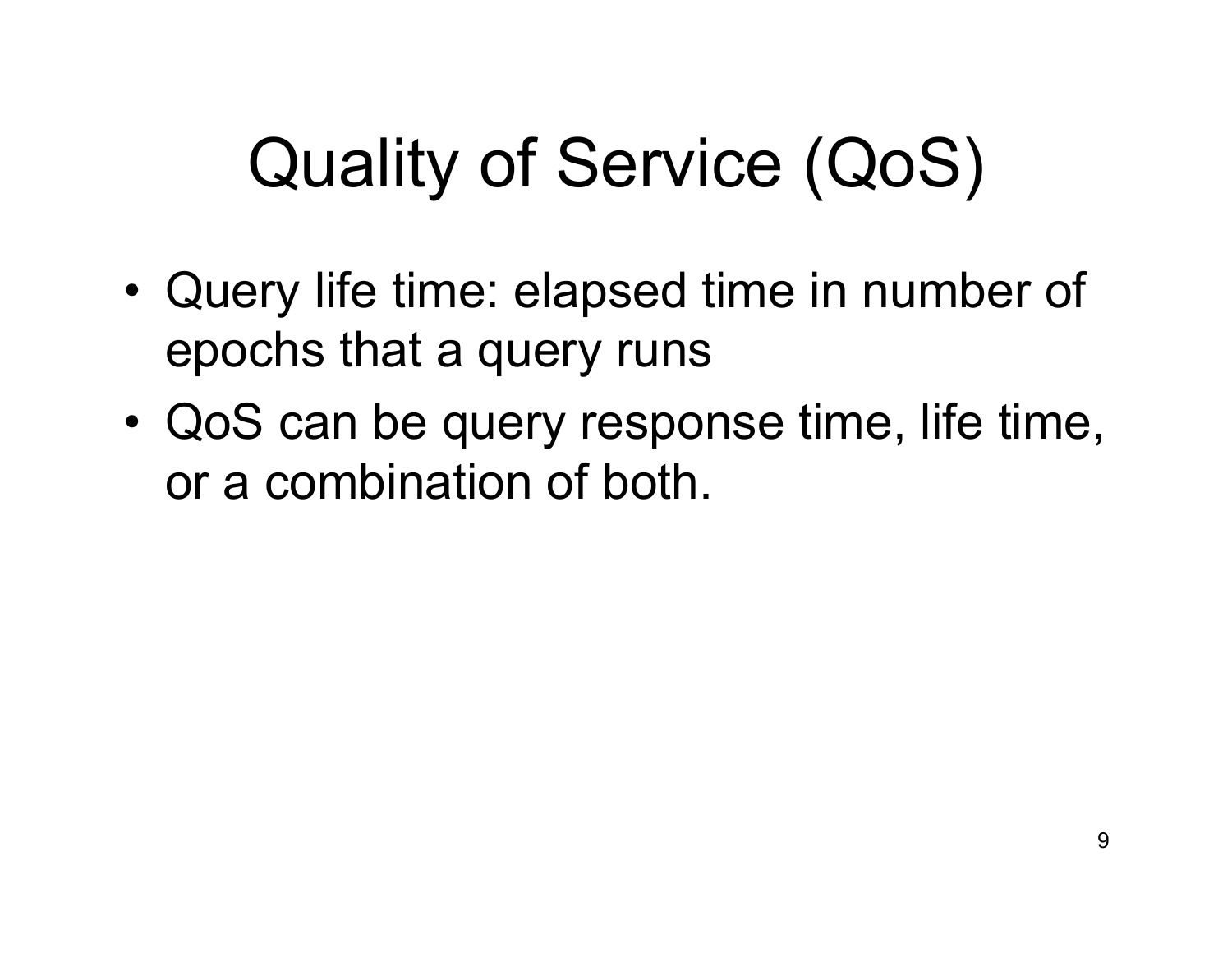# Quality of Service (QoS)

- Query life time: elapsed time in number of epochs that a query runs
- QoS can be query response time, life time, or a combination of both.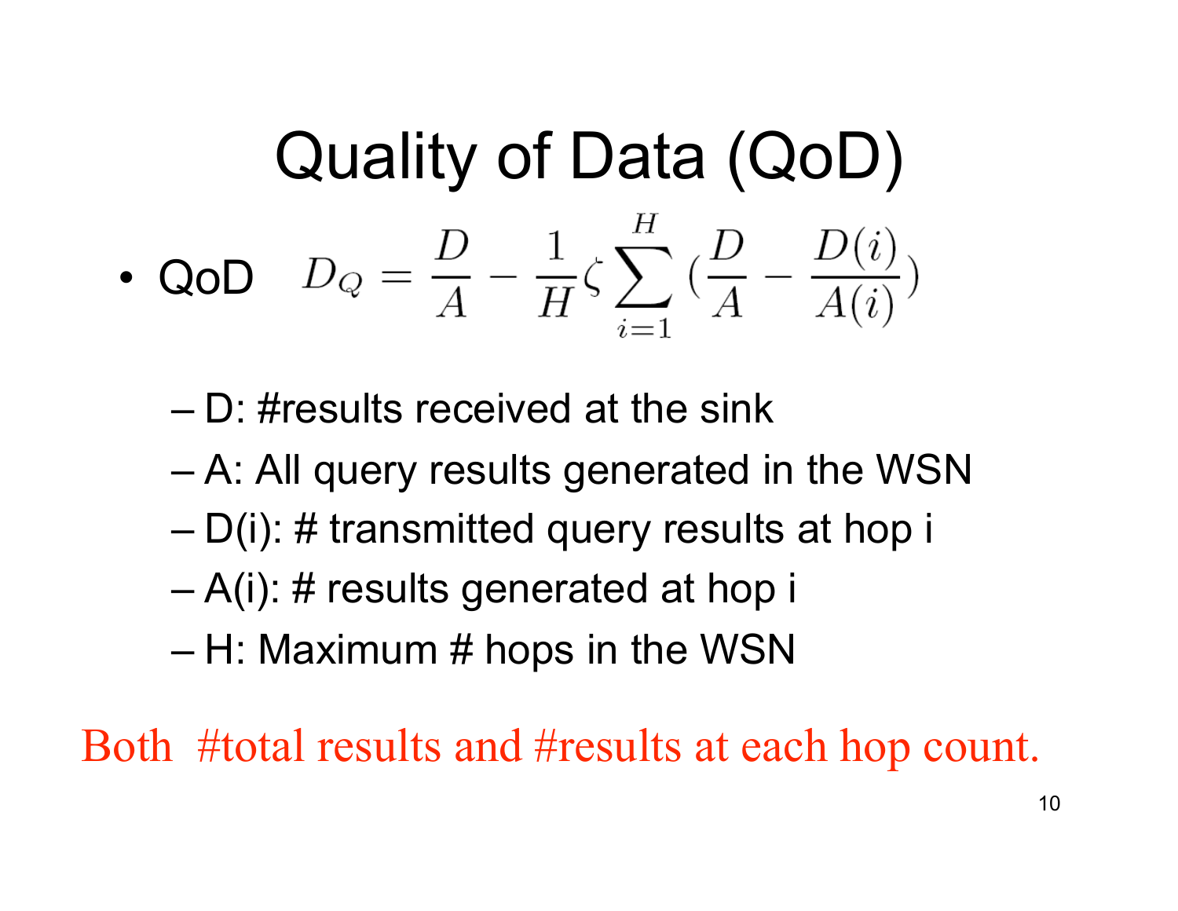# Quality of Data (QoD)

- QoD $$D_Q = \frac{D}{A} - \frac{1}{H}\zeta\sum_{i=1}^{H}\left(\frac{D}{A} - \frac{D(i)}{A(i)}\right)$$
  - D: #results received at the sink
  - A: All query results generated in the WSN
  - D(i): # transmitted query results at hop i
  - A(i): # results generated at hop i
  - H: Maximum # hops in the WSN

Both #total results and #results at each hop count.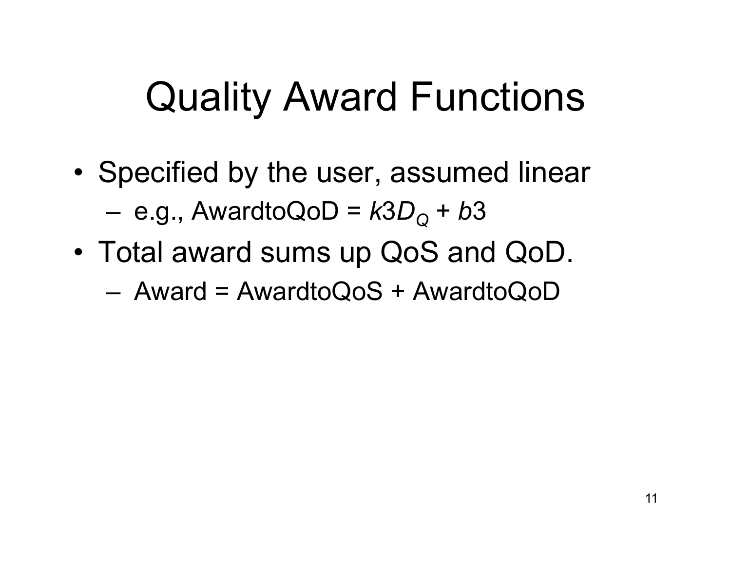# Quality Award Functions

- Specified by the user, assumed linear
  - e.g., AwardtoQoD = $k3D_Q + b3$
- Total award sums up QoS and QoD.
  - Award = AwardtoQoS + AwardtoQoD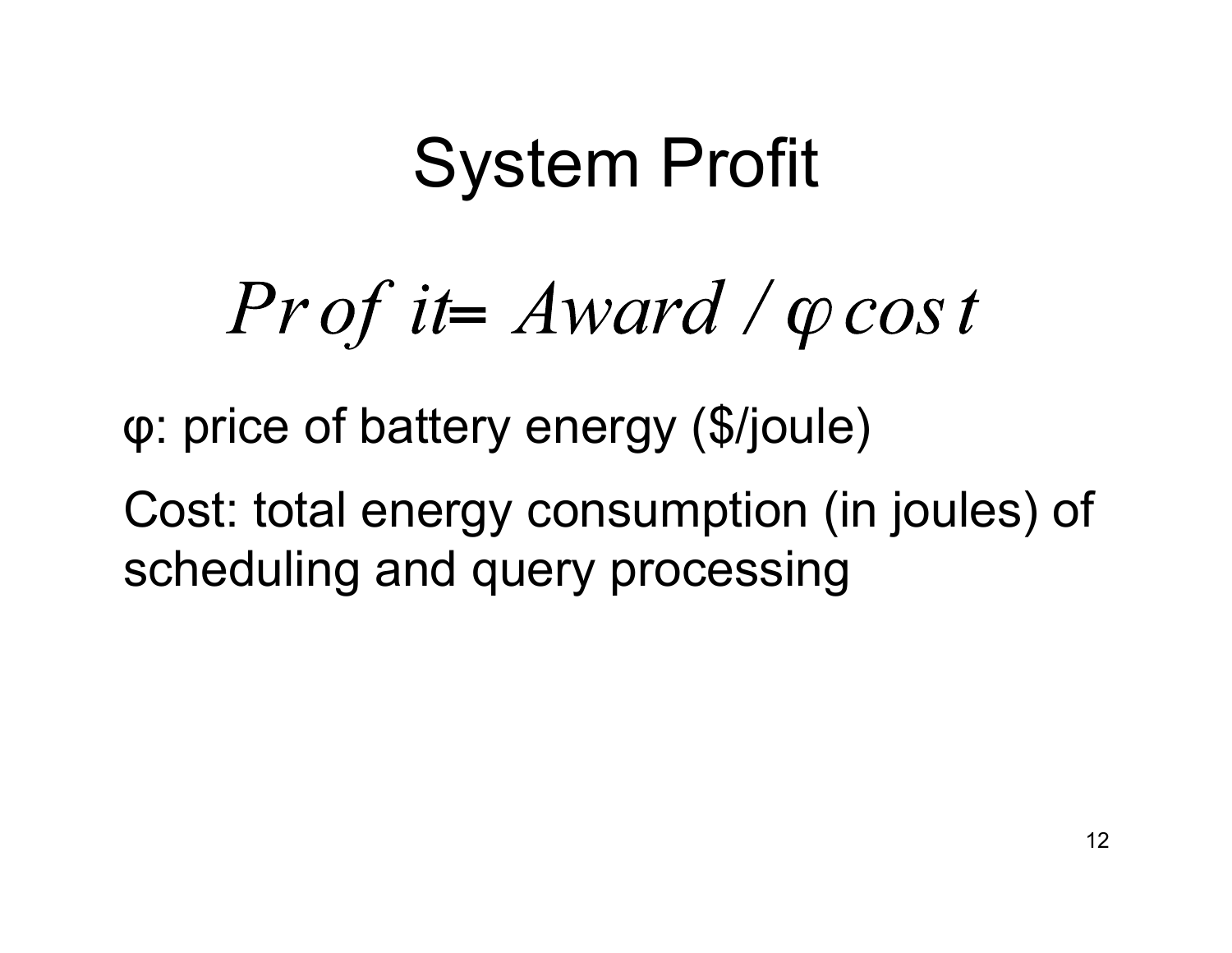# System Profit

$$Profit = Award \,/\, \varphi\, cost$$

φ: price of battery energy ($/joule)

Cost: total energy consumption (in joules) of scheduling and query processing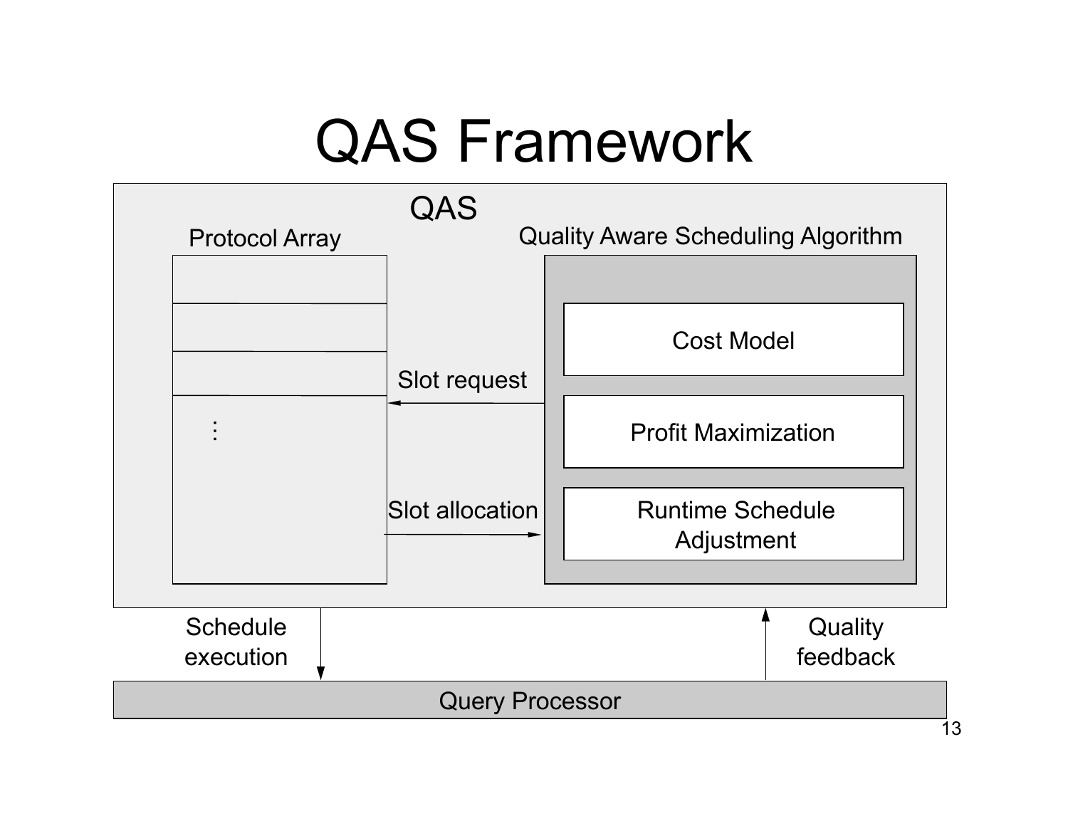# QAS Framework

QAS

Protocol Array

Quality Aware Scheduling Algorithm

Cost Model

Profit Maximization

Runtime Schedule Adjustment

Slot request

Slot allocation

Schedule execution

Quality feedback

Query Processor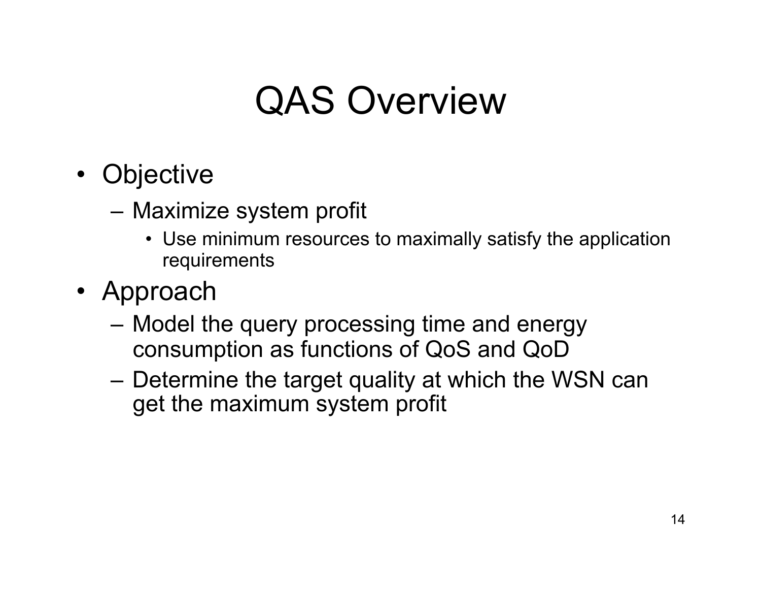# QAS Overview

- Objective
  - Maximize system profit
    - Use minimum resources to maximally satisfy the application requirements
- Approach
  - Model the query processing time and energy consumption as functions of QoS and QoD
  - Determine the target quality at which the WSN can get the maximum system profit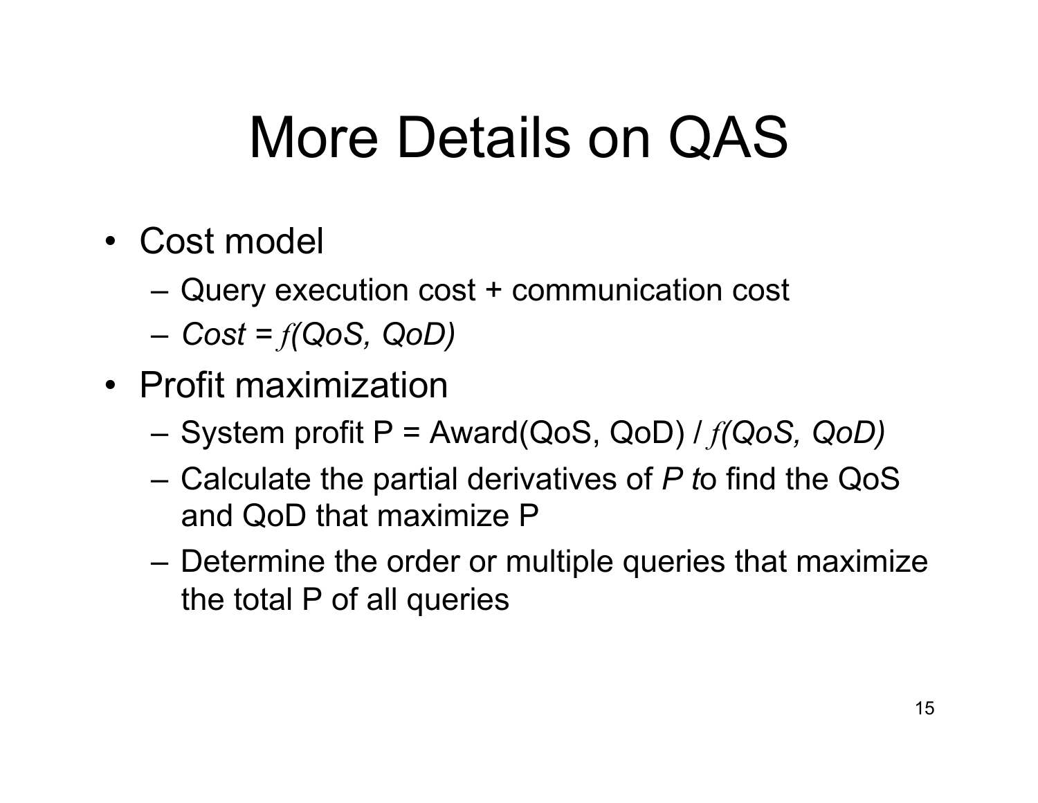# More Details on QAS

- Cost model
  - Query execution cost + communication cost
  - *Cost = $f$(QoS, QoD)*
- Profit maximization
  - System profit P = Award(QoS, QoD) / $f$*(QoS, QoD)*
  - Calculate the partial derivatives of *P t*o find the QoS and QoD that maximize P
  - Determine the order or multiple queries that maximize the total P of all queries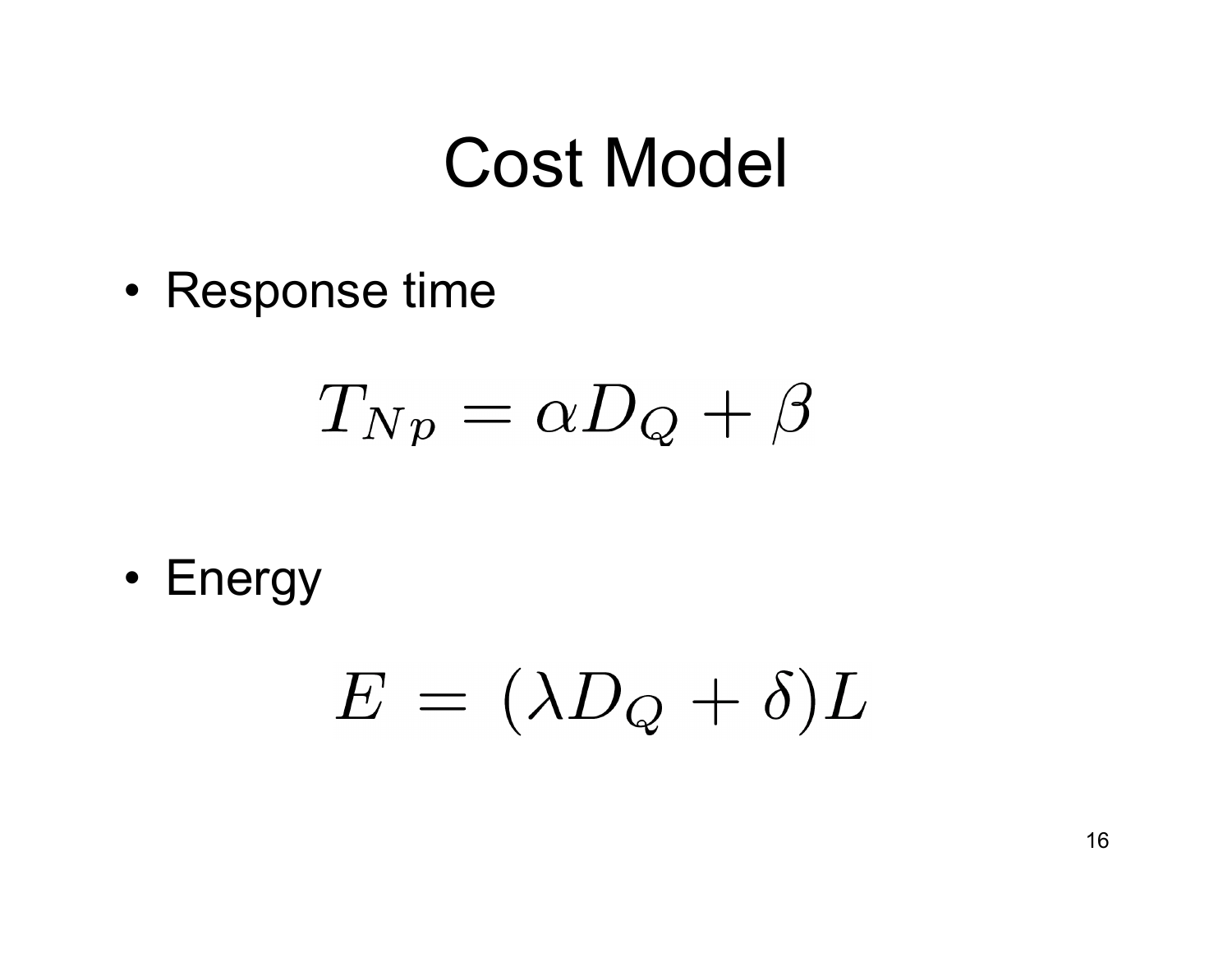# Cost Model

- Response time

$$T_{Np} = \alpha D_Q + \beta$$

- Energy

$$E = (\lambda D_Q + \delta)L$$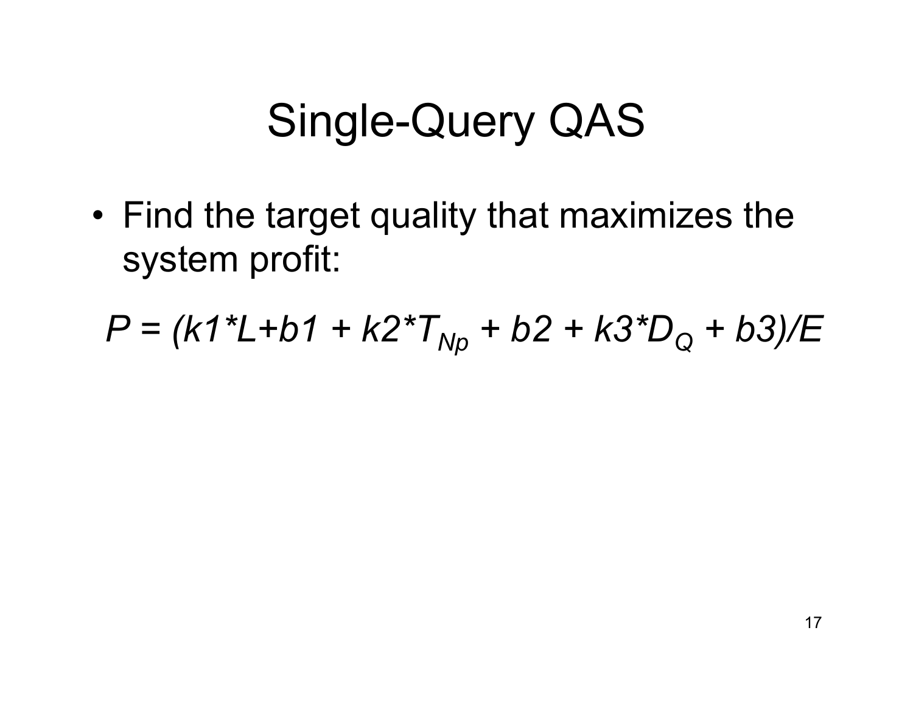# Single-Query QAS

- Find the target quality that maximizes the system profit:

$$P = (k1*L+b1 + k2*T_{Np} + b2 + k3*D_Q + b3)/E$$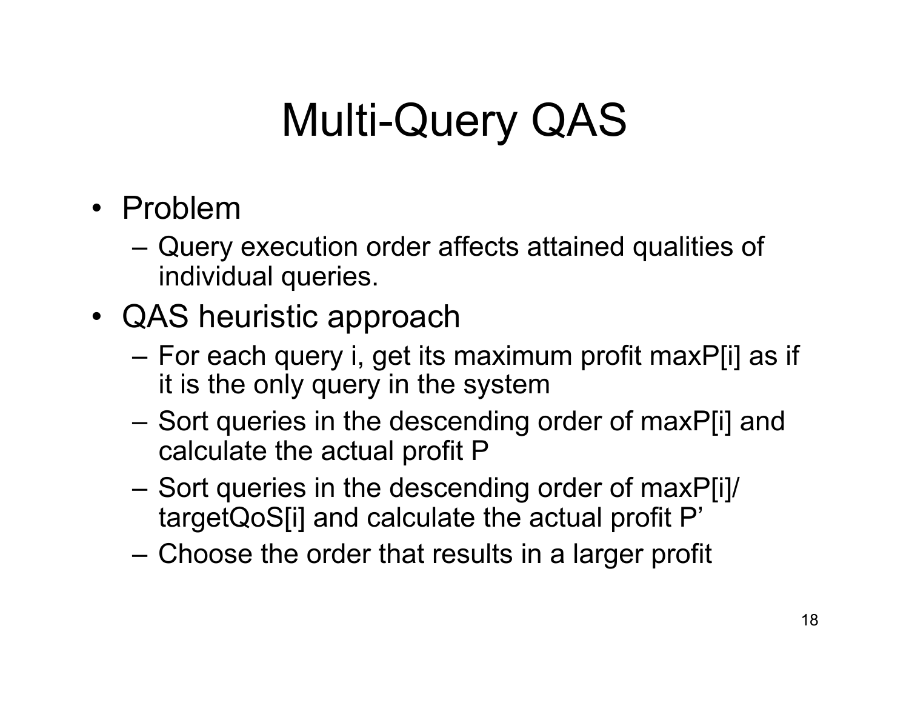# Multi-Query QAS

- Problem
  - Query execution order affects attained qualities of individual queries.
- QAS heuristic approach
  - For each query i, get its maximum profit maxP[i] as if it is the only query in the system
  - Sort queries in the descending order of maxP[i] and calculate the actual profit P
  - Sort queries in the descending order of maxP[i]/targetQoS[i] and calculate the actual profit P’
  - Choose the order that results in a larger profit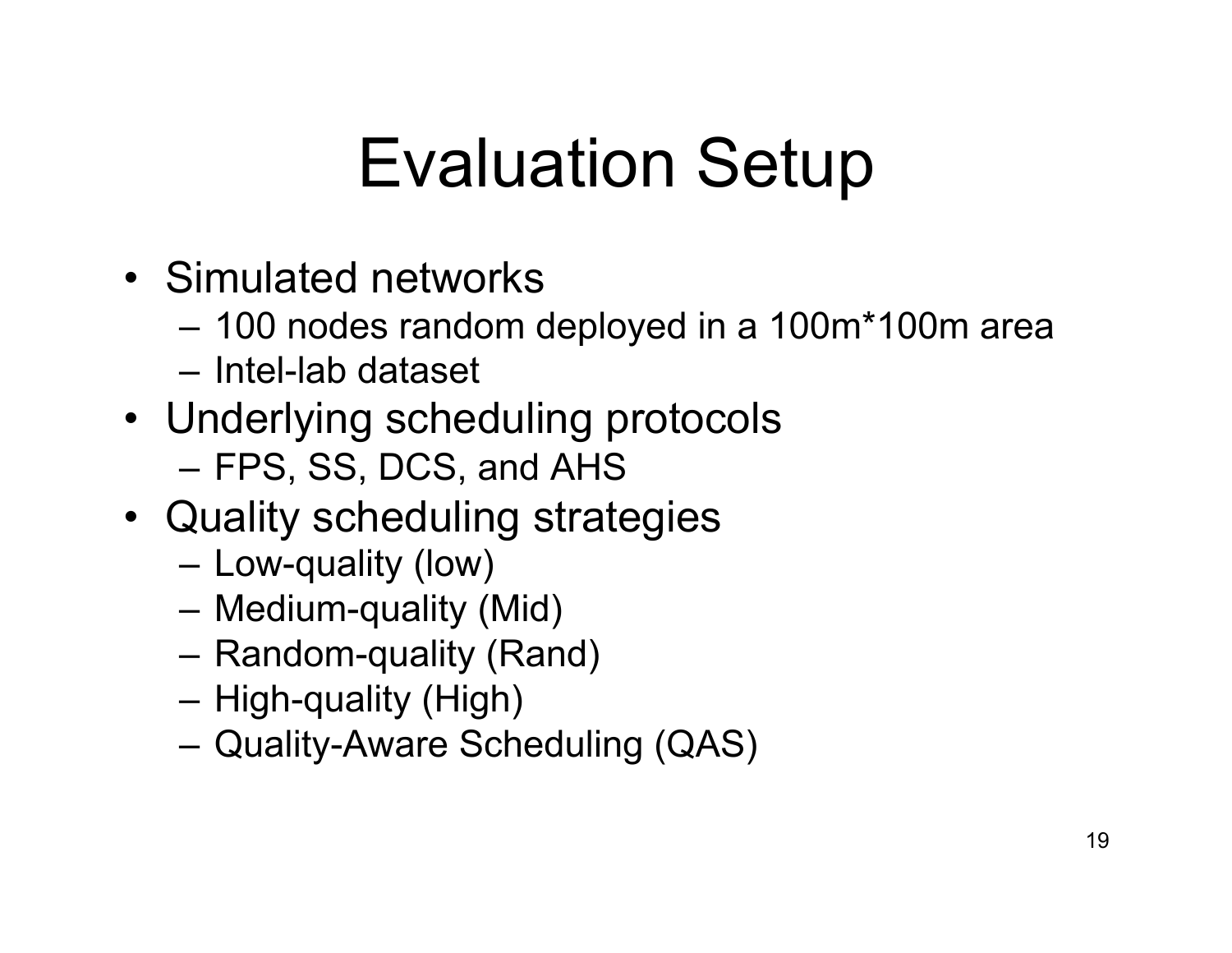# Evaluation Setup

- Simulated networks
  - 100 nodes random deployed in a 100m*100m area
  - Intel-lab dataset
- Underlying scheduling protocols
  - FPS, SS, DCS, and AHS
- Quality scheduling strategies
  - Low-quality (low)
  - Medium-quality (Mid)
  - Random-quality (Rand)
  - High-quality (High)
  - Quality-Aware Scheduling (QAS)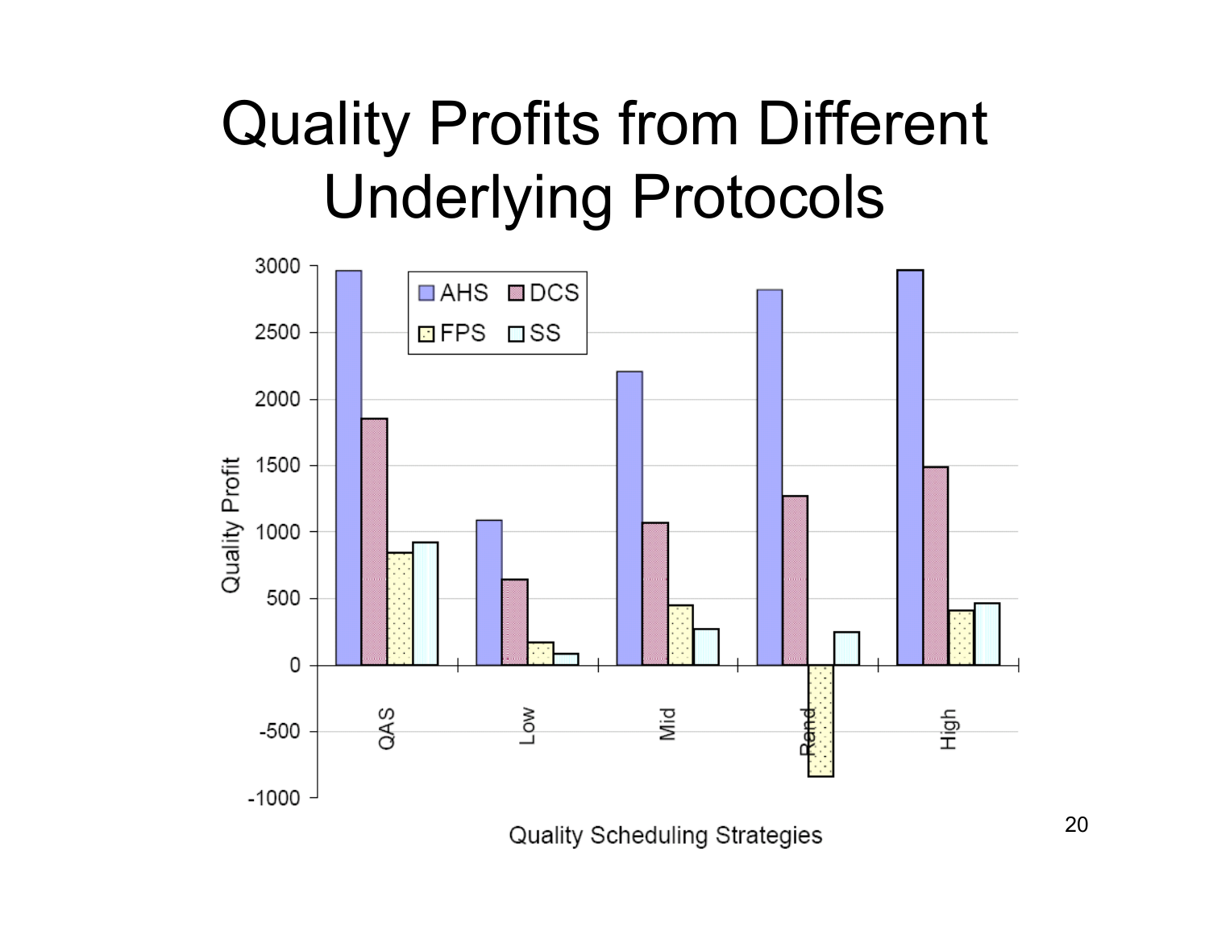# Quality Profits from Different Underlying Protocols

Quality Profit

3000
2500
2000
1500
1000
500
0
-500
-1000

AHS DCS FPS SS

QAS Low Mid Rand High

Quality Scheduling Strategies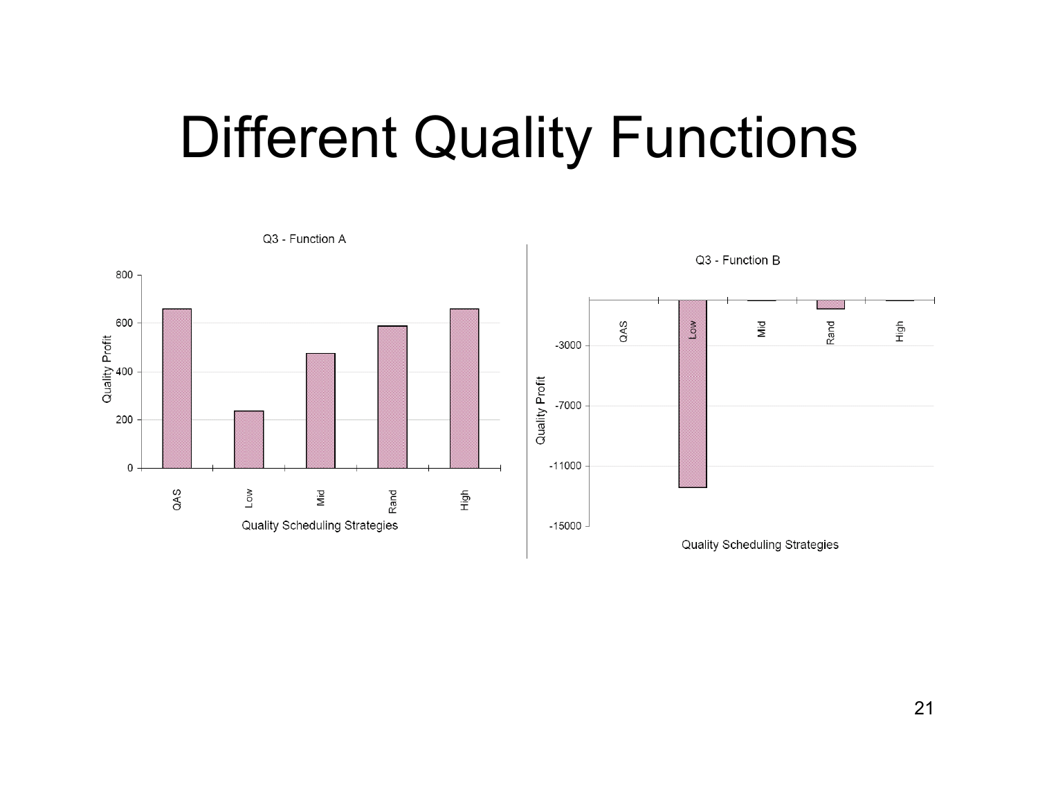# Different Quality Functions

Q3 - Function A

Quality Profit

800
600
400
200
0

QAS Low Mid Rand High

Quality Scheduling Strategies

Q3 - Function B

Quality Profit

-3000
-7000
-11000
-15000

QAS Low Mid Rand High

Quality Scheduling Strategies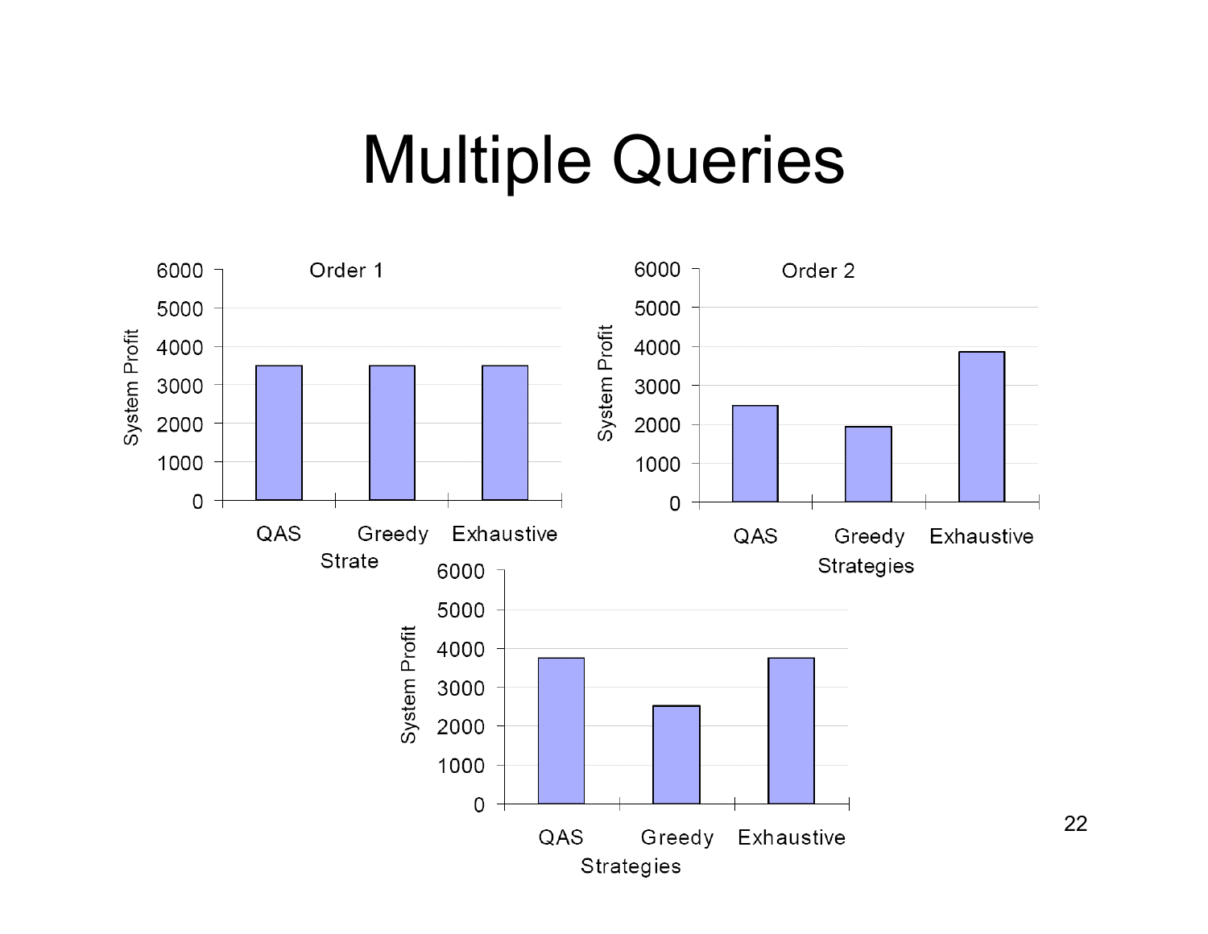# Multiple Queries

Order 1

| | System Profit |
|---|---|
| QAS | 3500 |
| Greedy | 3500 |
| Exhaustive | 3500 |

Strate

Order 2

| | System Profit |
|---|---|
| QAS | 2500 |
| Greedy | 1950 |
| Exhaustive | 3850 |

Strategies

| | System Profit |
|---|---|
| QAS | 3750 |
| Greedy | 2500 |
| Exhaustive | 3750 |

Strategies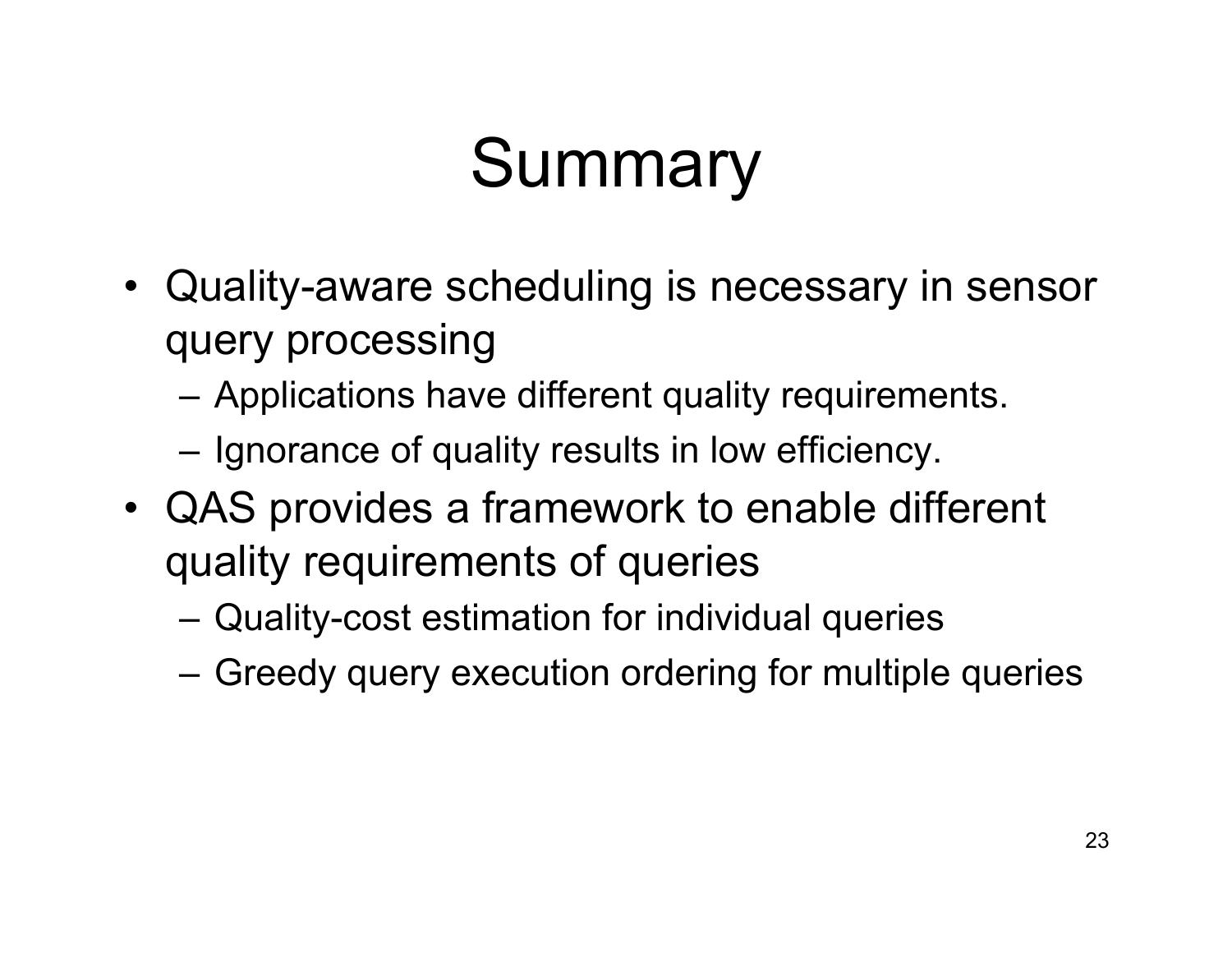# Summary

- Quality-aware scheduling is necessary in sensor query processing
  - Applications have different quality requirements.
  - Ignorance of quality results in low efficiency.
- QAS provides a framework to enable different quality requirements of queries
  - Quality-cost estimation for individual queries
  - Greedy query execution ordering for multiple queries